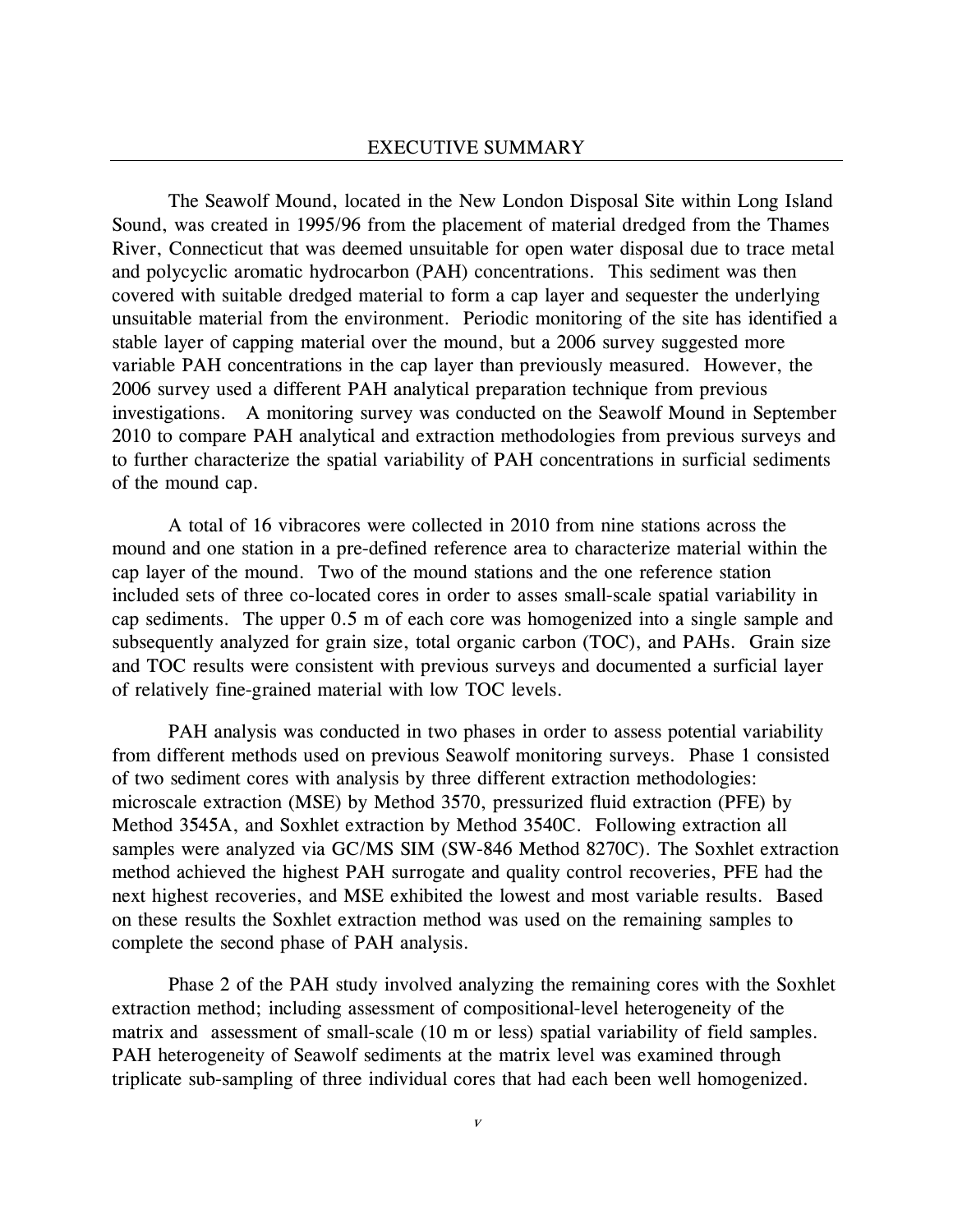# EXECUTIVE SUMMARY

The Seawolf Mound, located in the New London Disposal Site within Long Island Sound, was created in 1995/96 from the placement of material dredged from the Thames River, Connecticut that was deemed unsuitable for open water disposal due to trace metal and polycyclic aromatic hydrocarbon (PAH) concentrations. This sediment was then covered with suitable dredged material to form a cap layer and sequester the underlying unsuitable material from the environment. Periodic monitoring of the site has identified a stable layer of capping material over the mound, but a 2006 survey suggested more variable PAH concentrations in the cap layer than previously measured. However, the 2006 survey used a different PAH analytical preparation technique from previous investigations. A monitoring survey was conducted on the Seawolf Mound in September 2010 to compare PAH analytical and extraction methodologies from previous surveys and to further characterize the spatial variability of PAH concentrations in surficial sediments of the mound cap.

A total of 16 vibracores were collected in 2010 from nine stations across the mound and one station in a pre-defined reference area to characterize material within the cap layer of the mound. Two of the mound stations and the one reference station included sets of three co-located cores in order to asses small-scale spatial variability in cap sediments. The upper 0.5 m of each core was homogenized into a single sample and subsequently analyzed for grain size, total organic carbon (TOC), and PAHs. Grain size and TOC results were consistent with previous surveys and documented a surficial layer of relatively fine-grained material with low TOC levels.

PAH analysis was conducted in two phases in order to assess potential variability from different methods used on previous Seawolf monitoring surveys. Phase 1 consisted of two sediment cores with analysis by three different extraction methodologies: microscale extraction (MSE) by Method 3570, pressurized fluid extraction (PFE) by Method 3545A, and Soxhlet extraction by Method 3540C. Following extraction all samples were analyzed via GC/MS SIM (SW-846 Method 8270C). The Soxhlet extraction method achieved the highest PAH surrogate and quality control recoveries, PFE had the next highest recoveries, and MSE exhibited the lowest and most variable results. Based on these results the Soxhlet extraction method was used on the remaining samples to complete the second phase of PAH analysis.

Phase 2 of the PAH study involved analyzing the remaining cores with the Soxhlet extraction method; including assessment of compositional-level heterogeneity of the matrix and assessment of small-scale (10 m or less) spatial variability of field samples. PAH heterogeneity of Seawolf sediments at the matrix level was examined through triplicate sub-sampling of three individual cores that had each been well homogenized.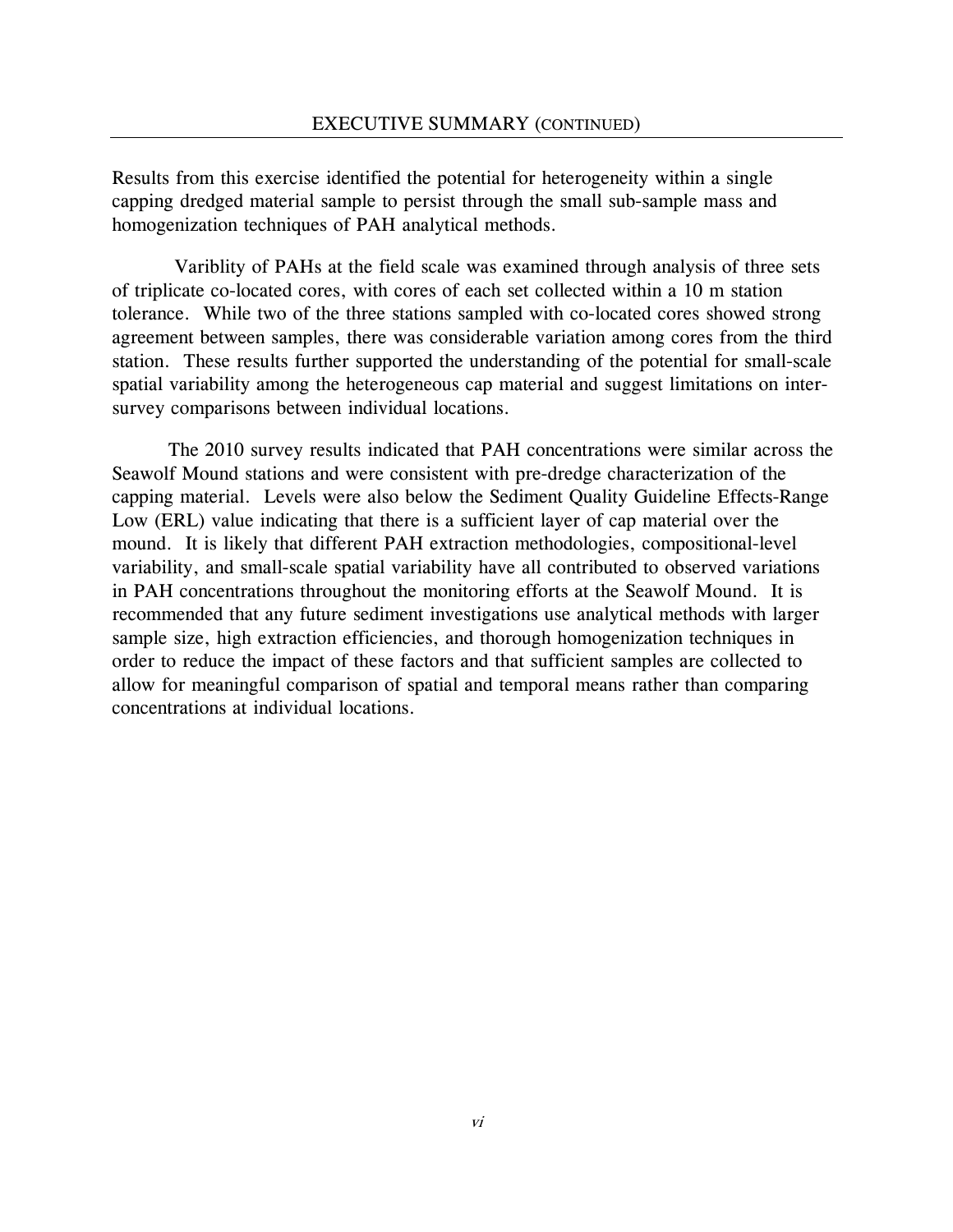Results from this exercise identified the potential for heterogeneity within a single capping dredged material sample to persist through the small sub-sample mass and homogenization techniques of PAH analytical methods.

Variblity of PAHs at the field scale was examined through analysis of three sets of triplicate co-located cores, with cores of each set collected within a 10 m station tolerance. While two of the three stations sampled with co-located cores showed strong agreement between samples, there was considerable variation among cores from the third station. These results further supported the understanding of the potential for small-scale spatial variability among the heterogeneous cap material and suggest limitations on inter-survey comparisons between individual locations.

The 2010 survey results indicated that PAH concentrations were similar across the Seawolf Mound stations and were consistent with pre-dredge characterization of the capping material. Levels were also below the Sediment Quality Guideline Effects-Range Low (ERL) value indicating that there is a sufficient layer of cap material over the mound. It is likely that different PAH extraction methodologies, compositional-level variability, and small-scale spatial variability have all contributed to observed variations in PAH concentrations throughout the monitoring efforts at the Seawolf Mound. It is recommended that any future sediment investigations use analytical methods with larger sample size, high extraction efficiencies, and thorough homogenization techniques in order to reduce the impact of these factors and that sufficient samples are collected to allow for meaningful comparison of spatial and temporal means rather than comparing concentrations at individual locations.